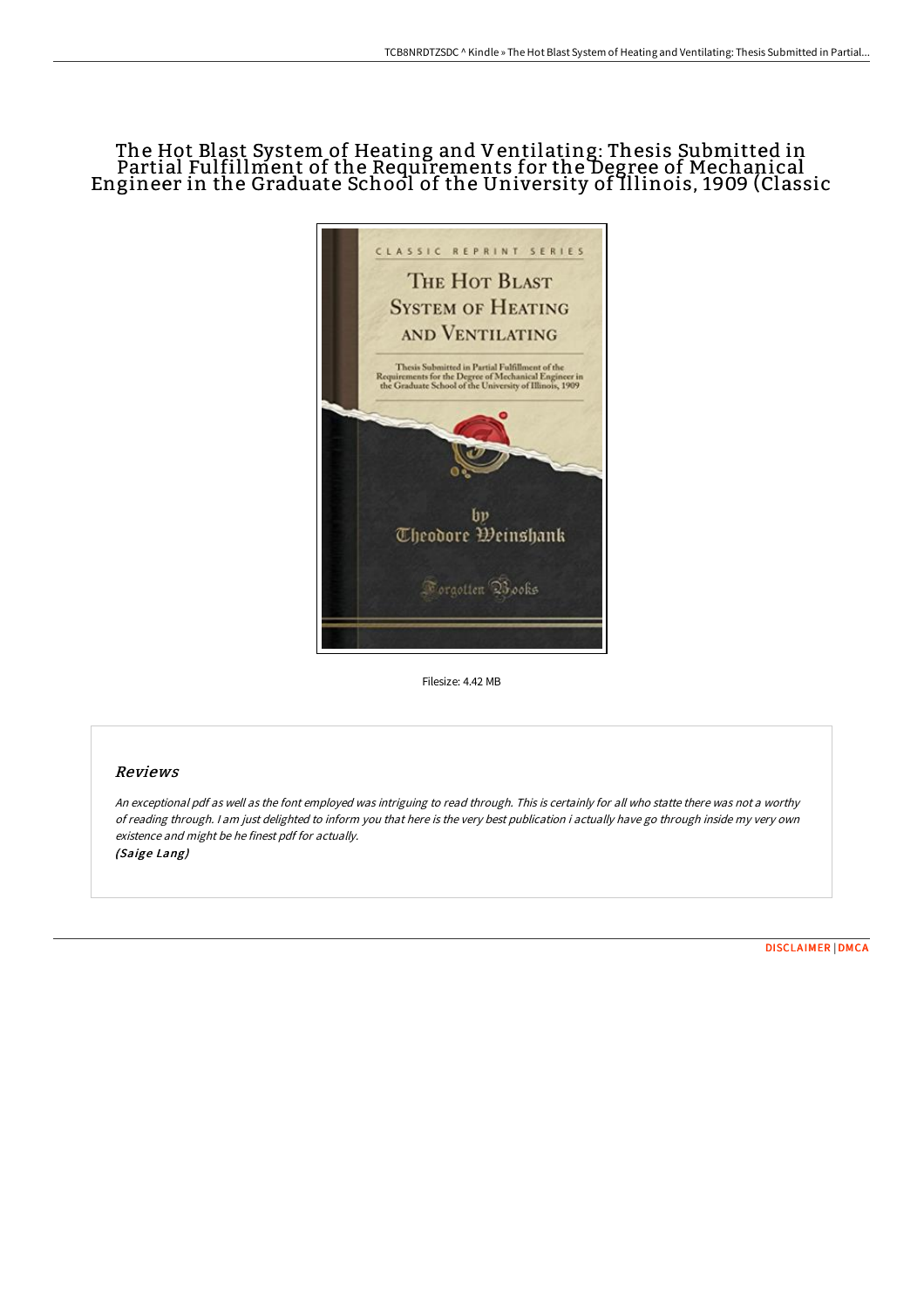# The Hot Blast System of Heating and Ventilating: Thesis Submitted in Partial Fulfillment of the Requirements for the Degree of Mechanical Engineer in the Graduate School of the University of Illinois, 1909 (Classic

Filesize: 4.42 MB

## Reviews

*An exceptional pdf as well as the font employed was intriguing to read through. This is certainly for all who statte there was not a worthy of reading through. I am just delighted to inform you that here is the very best publication i actually have go through inside my very own existence and might be he finest pdf for actually.*

*(Saige Lang)*

DISCLAIMER | DMCA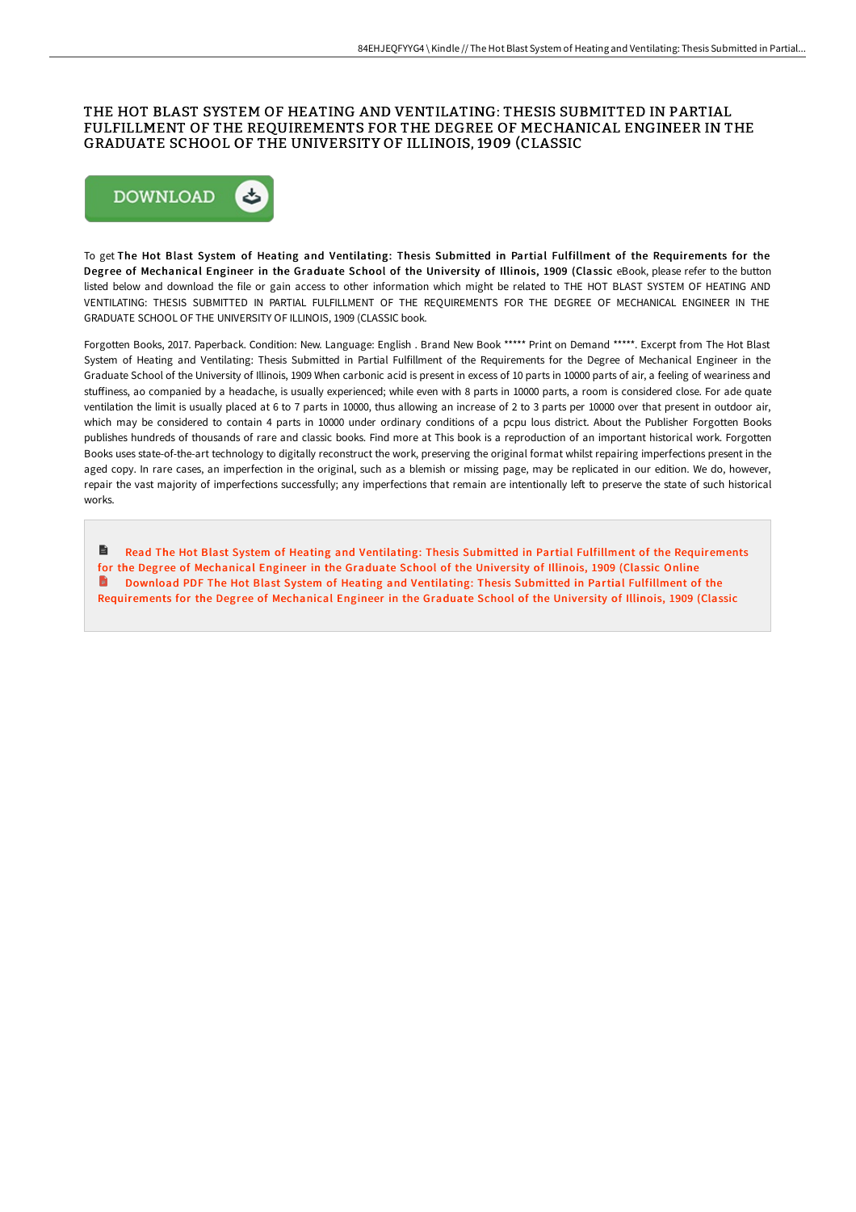# THE HOT BLAST SYSTEM OF HEATING AND VENTILATING: THESIS SUBMITTED IN PARTIAL FULFILLMENT OF THE REQUIREMENTS FOR THE DEGREE OF MECHANICAL ENGINEER IN THE GRADUATE SCHOOL OF THE UNIVERSITY OF ILLINOIS, 1909 (CLASSIC

DOWNLOAD

To get **The Hot Blast System of Heating and Ventilating: Thesis Submitted in Partial Fulfillment of the Requirements for the Degree of Mechanical Engineer in the Graduate School of the University of Illinois, 1909 (Classic** eBook, please refer to the button listed below and download the file or gain access to other information which might be related to THE HOT BLAST SYSTEM OF HEATING AND VENTILATING: THESIS SUBMITTED IN PARTIAL FULFILLMENT OF THE REQUIREMENTS FOR THE DEGREE OF MECHANICAL ENGINEER IN THE GRADUATE SCHOOL OF THE UNIVERSITY OF ILLINOIS, 1909 (CLASSIC book.

Forgotten Books, 2017. Paperback. Condition: New. Language: English . Brand New Book ***** Print on Demand *****. Excerpt from The Hot Blast System of Heating and Ventilating: Thesis Submitted in Partial Fulfillment of the Requirements for the Degree of Mechanical Engineer in the Graduate School of the University of Illinois, 1909 When carbonic acid is present in excess of 10 parts in 10000 parts of air, a feeling of weariness and stuffiness, ao companied by a headache, is usually experienced; while even with 8 parts in 10000 parts, a room is considered close. For ade quate ventilation the limit is usually placed at 6 to 7 parts in 10000, thus allowing an increase of 2 to 3 parts per 10000 over that present in outdoor air, which may be considered to contain 4 parts in 10000 under ordinary conditions of a pcpu lous district. About the Publisher Forgotten Books publishes hundreds of thousands of rare and classic books. Find more at This book is a reproduction of an important historical work. Forgotten Books uses state-of-the-art technology to digitally reconstruct the work, preserving the original format whilst repairing imperfections present in the aged copy. In rare cases, an imperfection in the original, such as a blemish or missing page, may be replicated in our edition. We do, however, repair the vast majority of imperfections successfully; any imperfections that remain are intentionally left to preserve the state of such historical works.

Read The Hot Blast System of Heating and Ventilating: Thesis Submitted in Partial Fulfillment of the Requirements for the Degree of Mechanical Engineer in the Graduate School of the University of Illinois, 1909 (Classic Online

Download PDF The Hot Blast System of Heating and Ventilating: Thesis Submitted in Partial Fulfillment of the Requirements for the Degree of Mechanical Engineer in the Graduate School of the University of Illinois, 1909 (Classic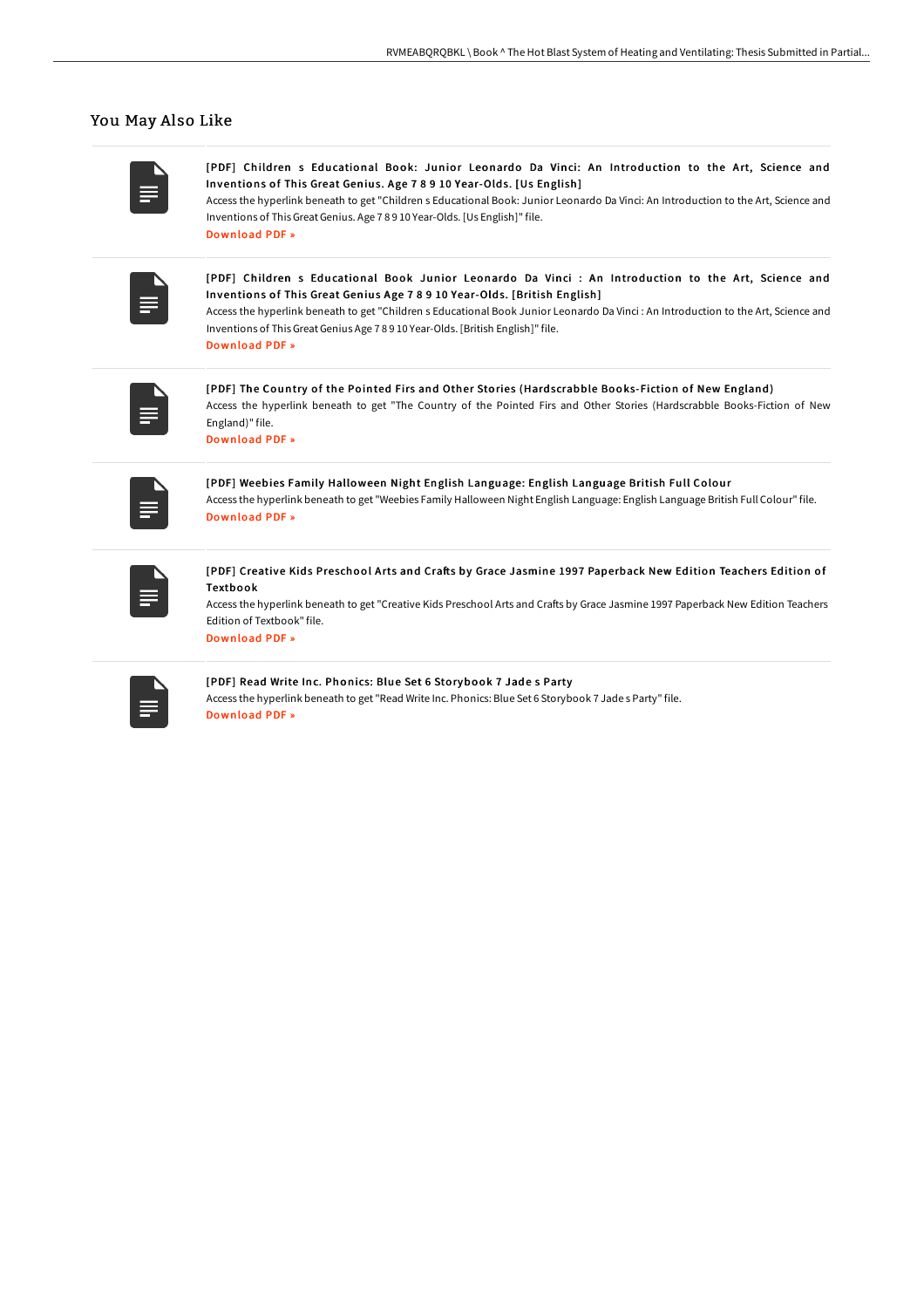## You May Also Like

**[PDF] Children s Educational Book: Junior Leonardo Da Vinci: An Introduction to the Art, Science and Inventions of This Great Genius. Age 7 8 9 10 Year-Olds. [Us English]**

Access the hyperlink beneath to get "Children s Educational Book: Junior Leonardo Da Vinci: An Introduction to the Art, Science and Inventions of This Great Genius. Age 7 8 9 10 Year-Olds. [Us English]" file.

Download PDF »

**[PDF] Children s Educational Book Junior Leonardo Da Vinci : An Introduction to the Art, Science and Inventions of This Great Genius Age 7 8 9 10 Year-Olds. [British English]**

Access the hyperlink beneath to get "Children s Educational Book Junior Leonardo Da Vinci : An Introduction to the Art, Science and Inventions of This Great Genius Age 7 8 9 10 Year-Olds. [British English]" file.

Download PDF »

**[PDF] The Country of the Pointed Firs and Other Stories (Hardscrabble Books-Fiction of New England)**

Access the hyperlink beneath to get "The Country of the Pointed Firs and Other Stories (Hardscrabble Books-Fiction of New England)" file.

Download PDF »

**[PDF] Weebies Family Halloween Night English Language: English Language British Full Colour**

Access the hyperlink beneath to get "Weebies Family Halloween Night English Language: English Language British Full Colour" file.

Download PDF »

**[PDF] Creative Kids Preschool Arts and Crafts by Grace Jasmine 1997 Paperback New Edition Teachers Edition of Textbook**

Access the hyperlink beneath to get "Creative Kids Preschool Arts and Crafts by Grace Jasmine 1997 Paperback New Edition Teachers Edition of Textbook" file.

Download PDF »

**[PDF] Read Write Inc. Phonics: Blue Set 6 Storybook 7 Jade s Party**

Access the hyperlink beneath to get "Read Write Inc. Phonics: Blue Set 6 Storybook 7 Jade s Party" file.

Download PDF »